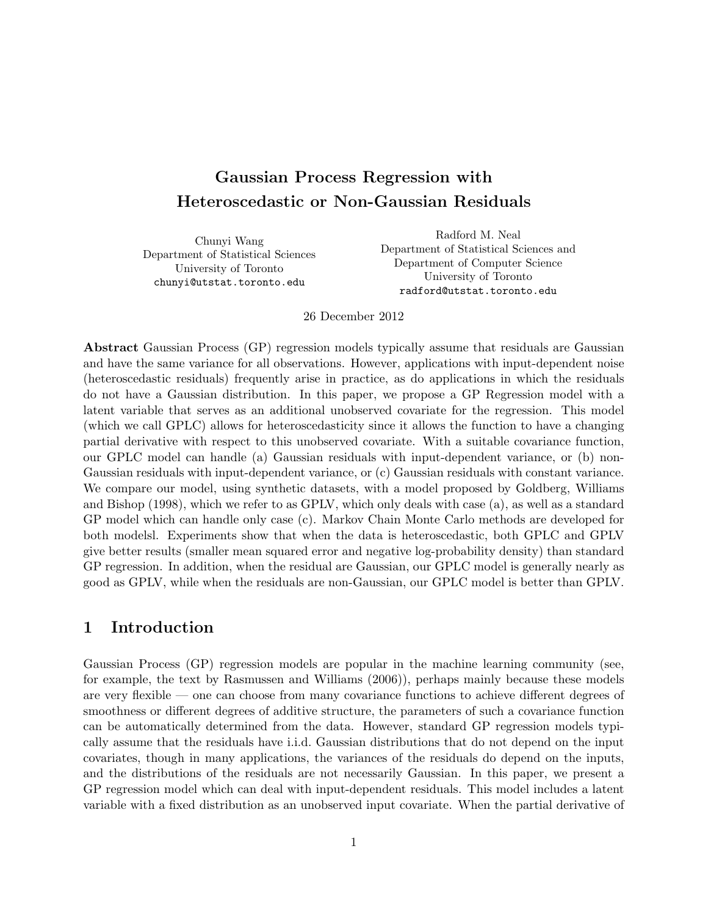# Gaussian Process Regression with Heteroscedastic or Non-Gaussian Residuals

Chunyi Wang
Department of Statistical Sciences
University of Toronto
chunyi@utstat.toronto.edu

Radford M. Neal
Department of Statistical Sciences and
Department of Computer Science
University of Toronto
radford@utstat.toronto.edu

26 December 2012

**Abstract** Gaussian Process (GP) regression models typically assume that residuals are Gaussian and have the same variance for all observations. However, applications with input-dependent noise (heteroscedastic residuals) frequently arise in practice, as do applications in which the residuals do not have a Gaussian distribution. In this paper, we propose a GP Regression model with a latent variable that serves as an additional unobserved covariate for the regression. This model (which we call GPLC) allows for heteroscedasticity since it allows the function to have a changing partial derivative with respect to this unobserved covariate. With a suitable covariance function, our GPLC model can handle (a) Gaussian residuals with input-dependent variance, or (b) non-Gaussian residuals with input-dependent variance, or (c) Gaussian residuals with constant variance. We compare our model, using synthetic datasets, with a model proposed by Goldberg, Williams and Bishop (1998), which we refer to as GPLV, which only deals with case (a), as well as a standard GP model which can handle only case (c). Markov Chain Monte Carlo methods are developed for both modelsl. Experiments show that when the data is heteroscedastic, both GPLC and GPLV give better results (smaller mean squared error and negative log-probability density) than standard GP regression. In addition, when the residual are Gaussian, our GPLC model is generally nearly as good as GPLV, while when the residuals are non-Gaussian, our GPLC model is better than GPLV.

## 1 Introduction

Gaussian Process (GP) regression models are popular in the machine learning community (see, for example, the text by Rasmussen and Williams (2006)), perhaps mainly because these models are very flexible — one can choose from many covariance functions to achieve different degrees of smoothness or different degrees of additive structure, the parameters of such a covariance function can be automatically determined from the data. However, standard GP regression models typically assume that the residuals have i.i.d. Gaussian distributions that do not depend on the input covariates, though in many applications, the variances of the residuals do depend on the inputs, and the distributions of the residuals are not necessarily Gaussian. In this paper, we present a GP regression model which can deal with input-dependent residuals. This model includes a latent variable with a fixed distribution as an unobserved input covariate. When the partial derivative of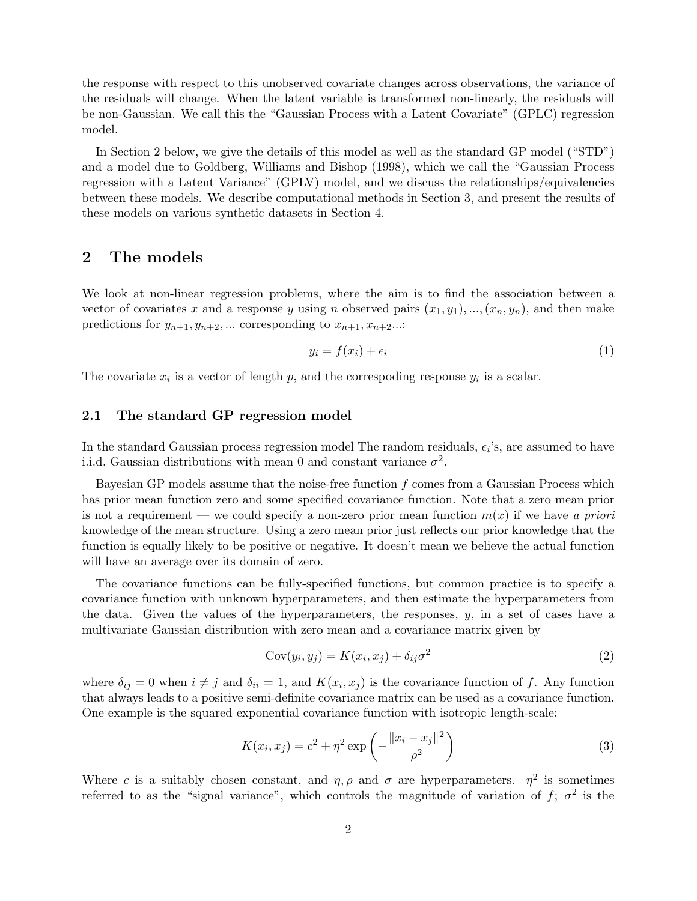the response with respect to this unobserved covariate changes across observations, the variance of the residuals will change. When the latent variable is transformed non-linearly, the residuals will be non-Gaussian. We call this the "Gaussian Process with a Latent Covariate" (GPLC) regression model.

In Section 2 below, we give the details of this model as well as the standard GP model ("STD") and a model due to Goldberg, Williams and Bishop (1998), which we call the "Gaussian Process regression with a Latent Variance" (GPLV) model, and we discuss the relationships/equivalencies between these models. We describe computational methods in Section 3, and present the results of these models on various synthetic datasets in Section 4.

## 2 The models

We look at non-linear regression problems, where the aim is to find the association between a vector of covariates $x$ and a response $y$ using $n$ observed pairs $(x_1, y_1), ..., (x_n, y_n)$, and then make predictions for $y_{n+1}, y_{n+2}, ...$ corresponding to $x_{n+1}, x_{n+2}...$:

$$y_i = f(x_i) + \epsilon_i \tag{1}$$

The covariate $x_i$ is a vector of length $p$, and the correspoding response $y_i$ is a scalar.

### 2.1 The standard GP regression model

In the standard Gaussian process regression model The random residuals, $\epsilon_i$'s, are assumed to have i.i.d. Gaussian distributions with mean 0 and constant variance $\sigma^2$.

Bayesian GP models assume that the noise-free function $f$ comes from a Gaussian Process which has prior mean function zero and some specified covariance function. Note that a zero mean prior is not a requirement — we could specify a non-zero prior mean function $m(x)$ if we have *a priori* knowledge of the mean structure. Using a zero mean prior just reflects our prior knowledge that the function is equally likely to be positive or negative. It doesn't mean we believe the actual function will have an average over its domain of zero.

The covariance functions can be fully-specified functions, but common practice is to specify a covariance function with unknown hyperparameters, and then estimate the hyperparameters from the data. Given the values of the hyperparameters, the responses, $y$, in a set of cases have a multivariate Gaussian distribution with zero mean and a covariance matrix given by

$$\text{Cov}(y_i, y_j) = K(x_i, x_j) + \delta_{ij}\sigma^2 \tag{2}$$

where $\delta_{ij} = 0$ when $i \neq j$ and $\delta_{ii} = 1$, and $K(x_i, x_j)$ is the covariance function of $f$. Any function that always leads to a positive semi-definite covariance matrix can be used as a covariance function. One example is the squared exponential covariance function with isotropic length-scale:

$$K(x_i, x_j) = c^2 + \eta^2 \exp\left(-\frac{\|x_i - x_j\|^2}{\rho^2}\right) \tag{3}$$

Where $c$ is a suitably chosen constant, and $\eta, \rho$ and $\sigma$ are hyperparameters. $\eta^2$ is sometimes referred to as the "signal variance", which controls the magnitude of variation of $f$; $\sigma^2$ is the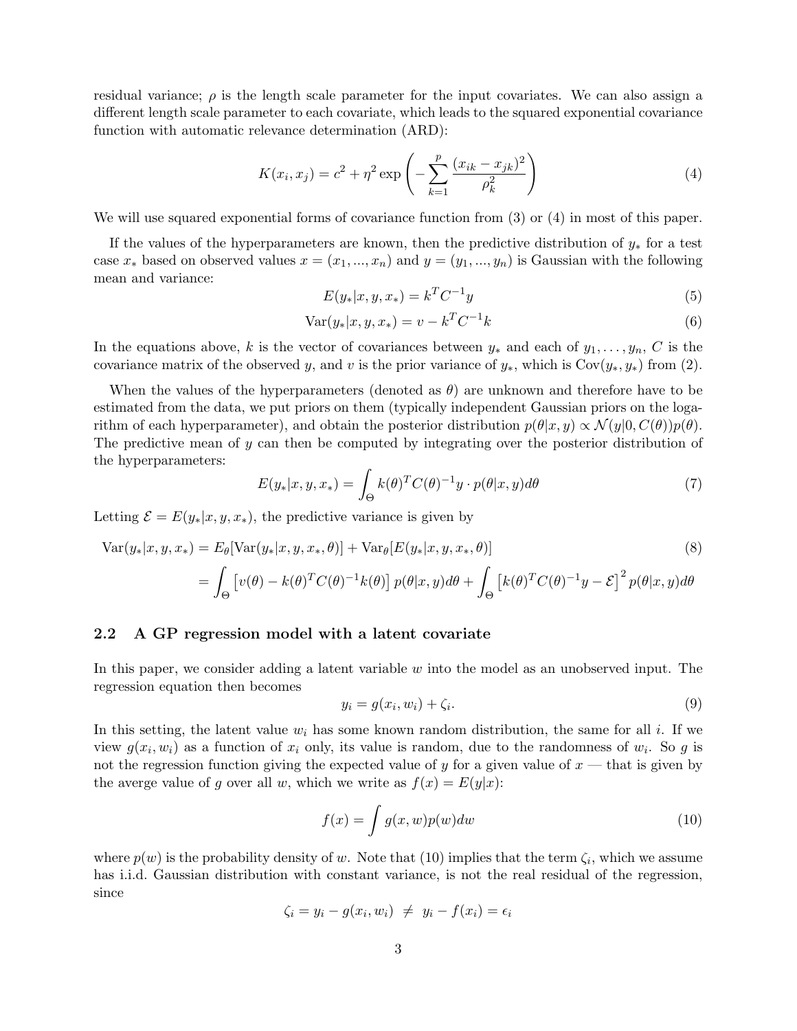residual variance; $\rho$ is the length scale parameter for the input covariates. We can also assign a different length scale parameter to each covariate, which leads to the squared exponential covariance function with automatic relevance determination (ARD):

$$K(x_i, x_j) = c^2 + \eta^2 \exp\left( -\sum_{k=1}^{p} \frac{(x_{ik} - x_{jk})^2}{\rho_k^2} \right) \tag{4}$$

We will use squared exponential forms of covariance function from (3) or (4) in most of this paper.

If the values of the hyperparameters are known, then the predictive distribution of $y_*$ for a test case $x_*$ based on observed values $x = (x_1, ..., x_n)$ and $y = (y_1, ..., y_n)$ is Gaussian with the following mean and variance:

$$E(y_*|x, y, x_*) = k^T C^{-1} y \tag{5}$$

$$\text{Var}(y_*|x, y, x_*) = v - k^T C^{-1} k \tag{6}$$

In the equations above, $k$ is the vector of covariances between $y_*$ and each of $y_1, \ldots, y_n$, $C$ is the covariance matrix of the observed $y$, and $v$ is the prior variance of $y_*$, which is $\text{Cov}(y_*, y_*)$ from (2).

When the values of the hyperparameters (denoted as $\theta$) are unknown and therefore have to be estimated from the data, we put priors on them (typically independent Gaussian priors on the logarithm of each hyperparameter), and obtain the posterior distribution $p(\theta|x, y) \propto \mathcal{N}(y|0, C(\theta))p(\theta)$. The predictive mean of $y$ can then be computed by integrating over the posterior distribution of the hyperparameters:

$$E(y_*|x, y, x_*) = \int_{\Theta} k(\theta)^T C(\theta)^{-1} y \cdot p(\theta|x, y) d\theta \tag{7}$$

Letting $\mathcal{E} = E(y_*|x, y, x_*)$, the predictive variance is given by

$$\begin{aligned}
\text{Var}(y_*|x, y, x_*) &= E_\theta[\text{Var}(y_*|x, y, x_*, \theta)] + \text{Var}_\theta[E(y_*|x, y, x_*, \theta)] \qquad (8) \\
&= \int_{\Theta} \left[ v(\theta) - k(\theta)^T C(\theta)^{-1} k(\theta) \right] p(\theta|x, y) d\theta + \int_{\Theta} \left[ k(\theta)^T C(\theta)^{-1} y - \mathcal{E} \right]^2 p(\theta|x, y) d\theta
\end{aligned}$$

### 2.2 A GP regression model with a latent covariate

In this paper, we consider adding a latent variable $w$ into the model as an unobserved input. The regression equation then becomes

$$y_i = g(x_i, w_i) + \zeta_i. \tag{9}$$

In this setting, the latent value $w_i$ has some known random distribution, the same for all $i$. If we view $g(x_i, w_i)$ as a function of $x_i$ only, its value is random, due to the randomness of $w_i$. So $g$ is not the regression function giving the expected value of $y$ for a given value of $x$ — that is given by the averge value of $g$ over all $w$, which we write as $f(x) = E(y|x)$:

$$f(x) = \int g(x, w) p(w) dw \tag{10}$$

where $p(w)$ is the probability density of $w$. Note that (10) implies that the term $\zeta_i$, which we assume has i.i.d. Gaussian distribution with constant variance, is not the real residual of the regression, since

$$\zeta_i = y_i - g(x_i, w_i) \neq y_i - f(x_i) = \epsilon_i$$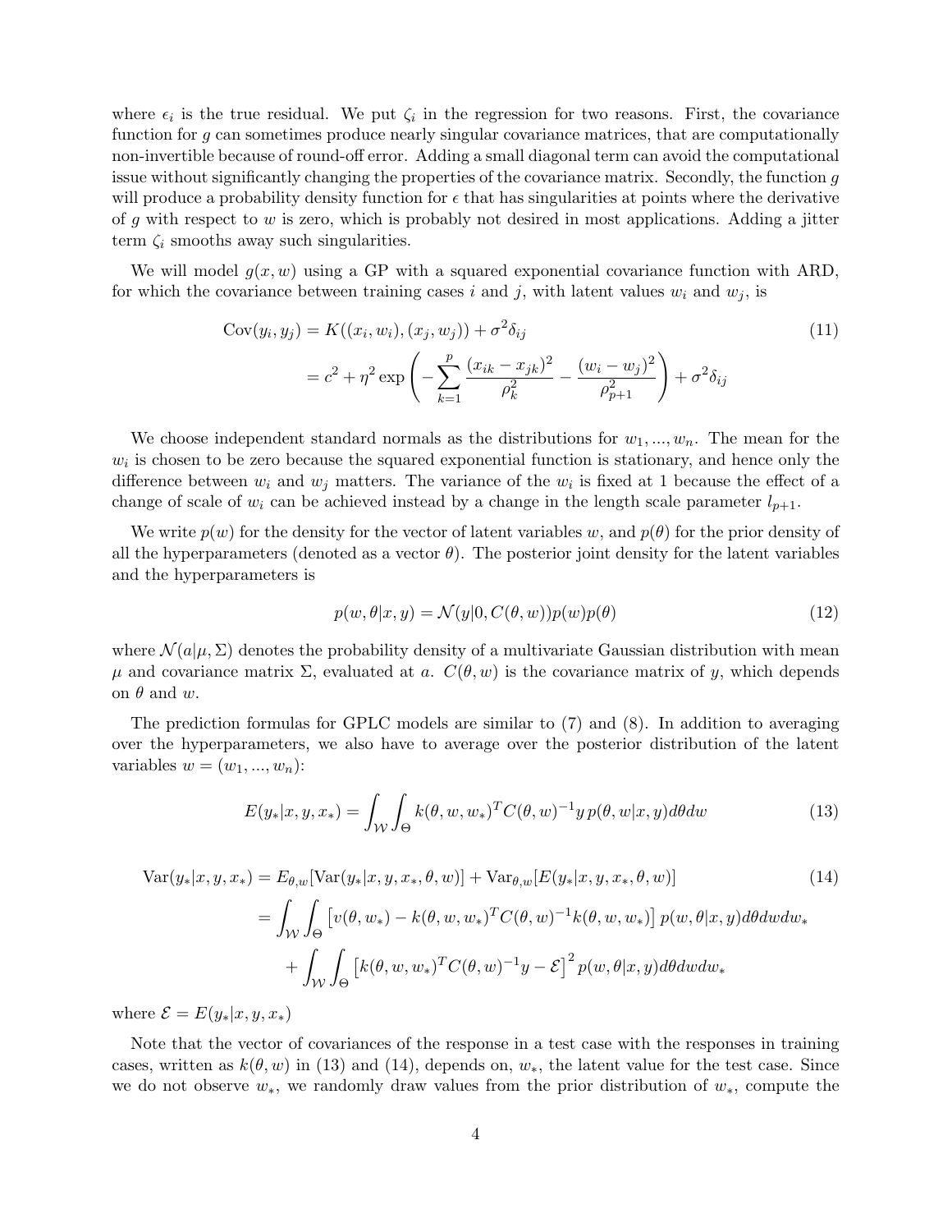where $\epsilon_i$ is the true residual. We put $\zeta_i$ in the regression for two reasons. First, the covariance function for $g$ can sometimes produce nearly singular covariance matrices, that are computationally non-invertible because of round-off error. Adding a small diagonal term can avoid the computational issue without significantly changing the properties of the covariance matrix. Secondly, the function $g$ will produce a probability density function for $\epsilon$ that has singularities at points where the derivative of $g$ with respect to $w$ is zero, which is probably not desired in most applications. Adding a jitter term $\zeta_i$ smooths away such singularities.

We will model $g(x, w)$ using a GP with a squared exponential covariance function with ARD, for which the covariance between training cases $i$ and $j$, with latent values $w_i$ and $w_j$, is

$$
\begin{aligned}
\text{Cov}(y_i, y_j) &= K((x_i, w_i), (x_j, w_j)) + \sigma^2 \delta_{ij} \\
&= c^2 + \eta^2 \exp\left( -\sum_{k=1}^{p} \frac{(x_{ik} - x_{jk})^2}{\rho_k^2} - \frac{(w_i - w_j)^2}{\rho_{p+1}^2} \right) + \sigma^2 \delta_{ij}
\end{aligned}
\tag{11}
$$

We choose independent standard normals as the distributions for $w_1, ..., w_n$. The mean for the $w_i$ is chosen to be zero because the squared exponential function is stationary, and hence only the difference between $w_i$ and $w_j$ matters. The variance of the $w_i$ is fixed at 1 because the effect of a change of scale of $w_i$ can be achieved instead by a change in the length scale parameter $l_{p+1}$.

We write $p(w)$ for the density for the vector of latent variables $w$, and $p(\theta)$ for the prior density of all the hyperparameters (denoted as a vector $\theta$). The posterior joint density for the latent variables and the hyperparameters is

$$
p(w, \theta | x, y) = \mathcal{N}(y | 0, C(\theta, w)) p(w) p(\theta) \tag{12}
$$

where $\mathcal{N}(a|\mu, \Sigma)$ denotes the probability density of a multivariate Gaussian distribution with mean $\mu$ and covariance matrix $\Sigma$, evaluated at $a$. $C(\theta, w)$ is the covariance matrix of $y$, which depends on $\theta$ and $w$.

The prediction formulas for GPLC models are similar to (7) and (8). In addition to averaging over the hyperparameters, we also have to average over the posterior distribution of the latent variables $w = (w_1, ..., w_n)$:

$$
E(y_*|x, y, x_*) = \int_{\mathcal{W}} \int_{\Theta} k(\theta, w, w_*)^T C(\theta, w)^{-1} y \, p(\theta, w | x, y) d\theta dw \tag{13}
$$

$$
\begin{aligned}
\text{Var}(y_*|x, y, x_*) &= E_{\theta, w}[\text{Var}(y_*|x, y, x_*, \theta, w)] + \text{Var}_{\theta, w}[E(y_*|x, y, x_*, \theta, w)] \\
&= \int_{\mathcal{W}} \int_{\Theta} \left[ v(\theta, w_*) - k(\theta, w, w_*)^T C(\theta, w)^{-1} k(\theta, w, w_*) \right] p(w, \theta | x, y) d\theta dw dw_* \\
&\quad + \int_{\mathcal{W}} \int_{\Theta} \left[ k(\theta, w, w_*)^T C(\theta, w)^{-1} y - \mathcal{E} \right]^2 p(w, \theta | x, y) d\theta dw dw_*
\end{aligned}
\tag{14}
$$

where $\mathcal{E} = E(y_*|x, y, x_*)$

Note that the vector of covariances of the response in a test case with the responses in training cases, written as $k(\theta, w)$ in (13) and (14), depends on, $w_*$, the latent value for the test case. Since we do not observe $w_*$, we randomly draw values from the prior distribution of $w_*$, compute the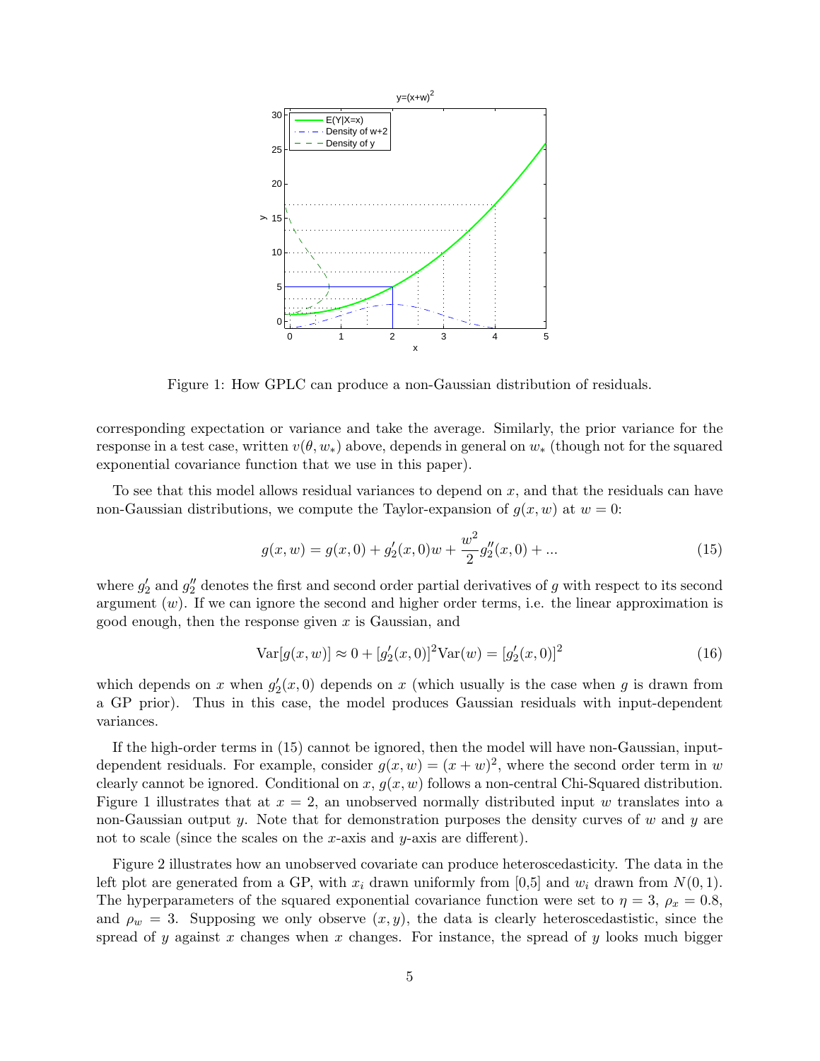Figure 1: How GPLC can produce a non-Gaussian distribution of residuals.

corresponding expectation or variance and take the average. Similarly, the prior variance for the response in a test case, written $v(\theta, w_*)$ above, depends in general on $w_*$ (though not for the squared exponential covariance function that we use in this paper).

To see that this model allows residual variances to depend on $x$, and that the residuals can have non-Gaussian distributions, we compute the Taylor-expansion of $g(x, w)$ at $w = 0$:

$$g(x, w) = g(x, 0) + g_2'(x, 0)w + \frac{w^2}{2} g_2''(x, 0) + ... \tag{15}$$

where $g_2'$ and $g_2''$ denotes the first and second order partial derivatives of $g$ with respect to its second argument ($w$). If we can ignore the second and higher order terms, i.e. the linear approximation is good enough, then the response given $x$ is Gaussian, and

$$\text{Var}[g(x, w)] \approx 0 + [g_2'(x, 0)]^2 \text{Var}(w) = [g_2'(x, 0)]^2 \tag{16}$$

which depends on $x$ when $g_2'(x, 0)$ depends on $x$ (which usually is the case when $g$ is drawn from a GP prior). Thus in this case, the model produces Gaussian residuals with input-dependent variances.

If the high-order terms in (15) cannot be ignored, then the model will have non-Gaussian, input-dependent residuals. For example, consider $g(x, w) = (x + w)^2$, where the second order term in $w$ clearly cannot be ignored. Conditional on $x$, $g(x, w)$ follows a non-central Chi-Squared distribution. Figure 1 illustrates that at $x = 2$, an unobserved normally distributed input $w$ translates into a non-Gaussian output $y$. Note that for demonstration purposes the density curves of $w$ and $y$ are not to scale (since the scales on the $x$-axis and $y$-axis are different).

Figure 2 illustrates how an unobserved covariate can produce heteroscedasticity. The data in the left plot are generated from a GP, with $x_i$ drawn uniformly from [0,5] and $w_i$ drawn from $N(0, 1)$. The hyperparameters of the squared exponential covariance function were set to $\eta = 3$, $\rho_x = 0.8$, and $\rho_w = 3$. Supposing we only observe $(x, y)$, the data is clearly heteroscedastistic, since the spread of $y$ against $x$ changes when $x$ changes. For instance, the spread of $y$ looks much bigger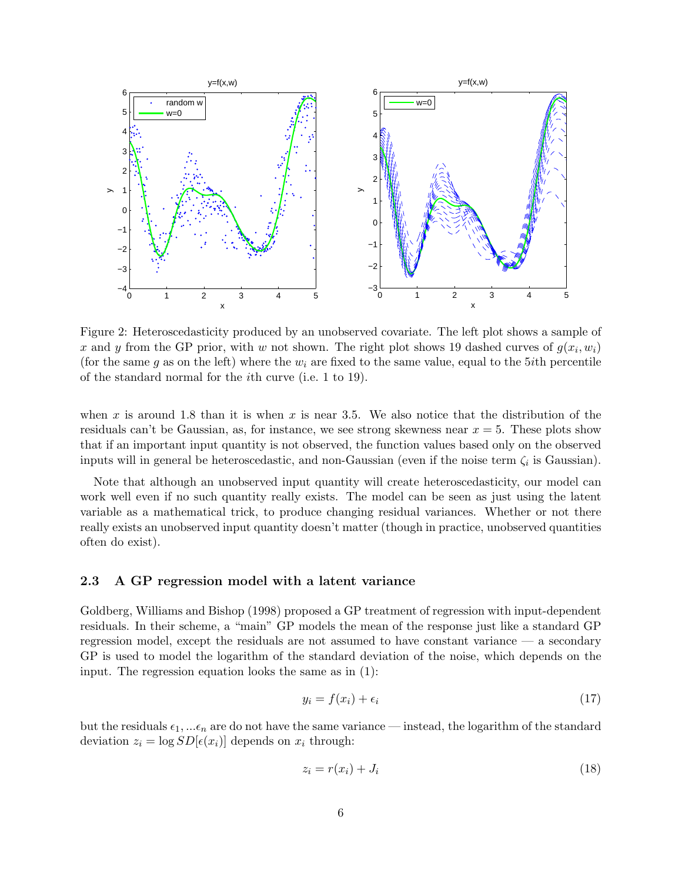Figure 2: Heteroscedasticity produced by an unobserved covariate. The left plot shows a sample of $x$ and $y$ from the GP prior, with $w$ not shown. The right plot shows 19 dashed curves of $g(x_i, w_i)$ (for the same $g$ as on the left) where the $w_i$ are fixed to the same value, equal to the $5i$th percentile of the standard normal for the $i$th curve (i.e. 1 to 19).

when $x$ is around 1.8 than it is when $x$ is near 3.5. We also notice that the distribution of the residuals can't be Gaussian, as, for instance, we see strong skewness near $x = 5$. These plots show that if an important input quantity is not observed, the function values based only on the observed inputs will in general be heteroscedastic, and non-Gaussian (even if the noise term $\zeta_i$ is Gaussian).

Note that although an unobserved input quantity will create heteroscedasticity, our model can work well even if no such quantity really exists. The model can be seen as just using the latent variable as a mathematical trick, to produce changing residual variances. Whether or not there really exists an unobserved input quantity doesn't matter (though in practice, unobserved quantities often do exist).

### 2.3 A GP regression model with a latent variance

Goldberg, Williams and Bishop (1998) proposed a GP treatment of regression with input-dependent residuals. In their scheme, a "main" GP models the mean of the response just like a standard GP regression model, except the residuals are not assumed to have constant variance — a secondary GP is used to model the logarithm of the standard deviation of the noise, which depends on the input. The regression equation looks the same as in (1):

$$y_i = f(x_i) + \epsilon_i \tag{17}$$

but the residuals $\epsilon_1, ...\epsilon_n$ are do not have the same variance — instead, the logarithm of the standard deviation $z_i = \log SD[\epsilon(x_i)]$ depends on $x_i$ through:

$$z_i = r(x_i) + J_i \tag{18}$$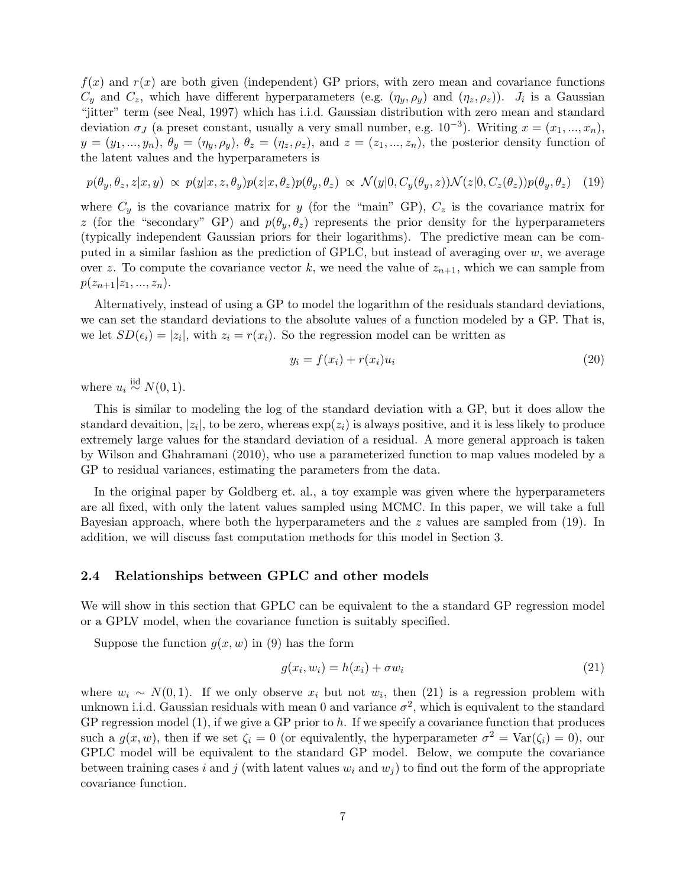$f(x)$ and $r(x)$ are both given (independent) GP priors, with zero mean and covariance functions $C_y$ and $C_z$, which have different hyperparameters (e.g. $(\eta_y, \rho_y)$ and $(\eta_z, \rho_z)$). $J_i$ is a Gaussian "jitter" term (see Neal, 1997) which has i.i.d. Gaussian distribution with zero mean and standard deviation $\sigma_J$ (a preset constant, usually a very small number, e.g. $10^{-3}$). Writing $x = (x_1, ..., x_n)$, $y = (y_1, ..., y_n)$, $\theta_y = (\eta_y, \rho_y)$, $\theta_z = (\eta_z, \rho_z)$, and $z = (z_1, ..., z_n)$, the posterior density function of the latent values and the hyperparameters is

$$p(\theta_y, \theta_z, z|x, y) \propto p(y|x, z, \theta_y)p(z|x, \theta_z)p(\theta_y, \theta_z) \propto \mathcal{N}(y|0, C_y(\theta_y, z))\mathcal{N}(z|0, C_z(\theta_z))p(\theta_y, \theta_z) \quad (19)$$

where $C_y$ is the covariance matrix for $y$ (for the "main" GP), $C_z$ is the covariance matrix for $z$ (for the "secondary" GP) and $p(\theta_y, \theta_z)$ represents the prior density for the hyperparameters (typically independent Gaussian priors for their logarithms). The predictive mean can be computed in a similar fashion as the prediction of GPLC, but instead of averaging over $w$, we average over $z$. To compute the covariance vector $k$, we need the value of $z_{n+1}$, which we can sample from $p(z_{n+1}|z_1, ..., z_n)$.

Alternatively, instead of using a GP to model the logarithm of the residuals standard deviations, we can set the standard deviations to the absolute values of a function modeled by a GP. That is, we let $SD(\epsilon_i) = |z_i|$, with $z_i = r(x_i)$. So the regression model can be written as

$$y_i = f(x_i) + r(x_i)u_i \quad (20)$$

where $u_i \overset{\text{iid}}{\sim} N(0, 1)$.

This is similar to modeling the log of the standard deviation with a GP, but it does allow the standard devaition, $|z_i|$, to be zero, whereas $\exp(z_i)$ is always positive, and it is less likely to produce extremely large values for the standard deviation of a residual. A more general approach is taken by Wilson and Ghahramani (2010), who use a parameterized function to map values modeled by a GP to residual variances, estimating the parameters from the data.

In the original paper by Goldberg et. al., a toy example was given where the hyperparameters are all fixed, with only the latent values sampled using MCMC. In this paper, we will take a full Bayesian approach, where both the hyperparameters and the $z$ values are sampled from (19). In addition, we will discuss fast computation methods for this model in Section 3.

### 2.4 Relationships between GPLC and other models

We will show in this section that GPLC can be equivalent to the a standard GP regression model or a GPLV model, when the covariance function is suitably specified.

Suppose the function $g(x, w)$ in (9) has the form

$$g(x_i, w_i) = h(x_i) + \sigma w_i \quad (21)$$

where $w_i \sim N(0, 1)$. If we only observe $x_i$ but not $w_i$, then (21) is a regression problem with unknown i.i.d. Gaussian residuals with mean 0 and variance $\sigma^2$, which is equivalent to the standard GP regression model (1), if we give a GP prior to $h$. If we specify a covariance function that produces such a $g(x, w)$, then if we set $\zeta_i = 0$ (or equivalently, the hyperparameter $\sigma^2 = \text{Var}(\zeta_i) = 0$), our GPLC model will be equivalent to the standard GP model. Below, we compute the covariance between training cases $i$ and $j$ (with latent values $w_i$ and $w_j$) to find out the form of the appropriate covariance function.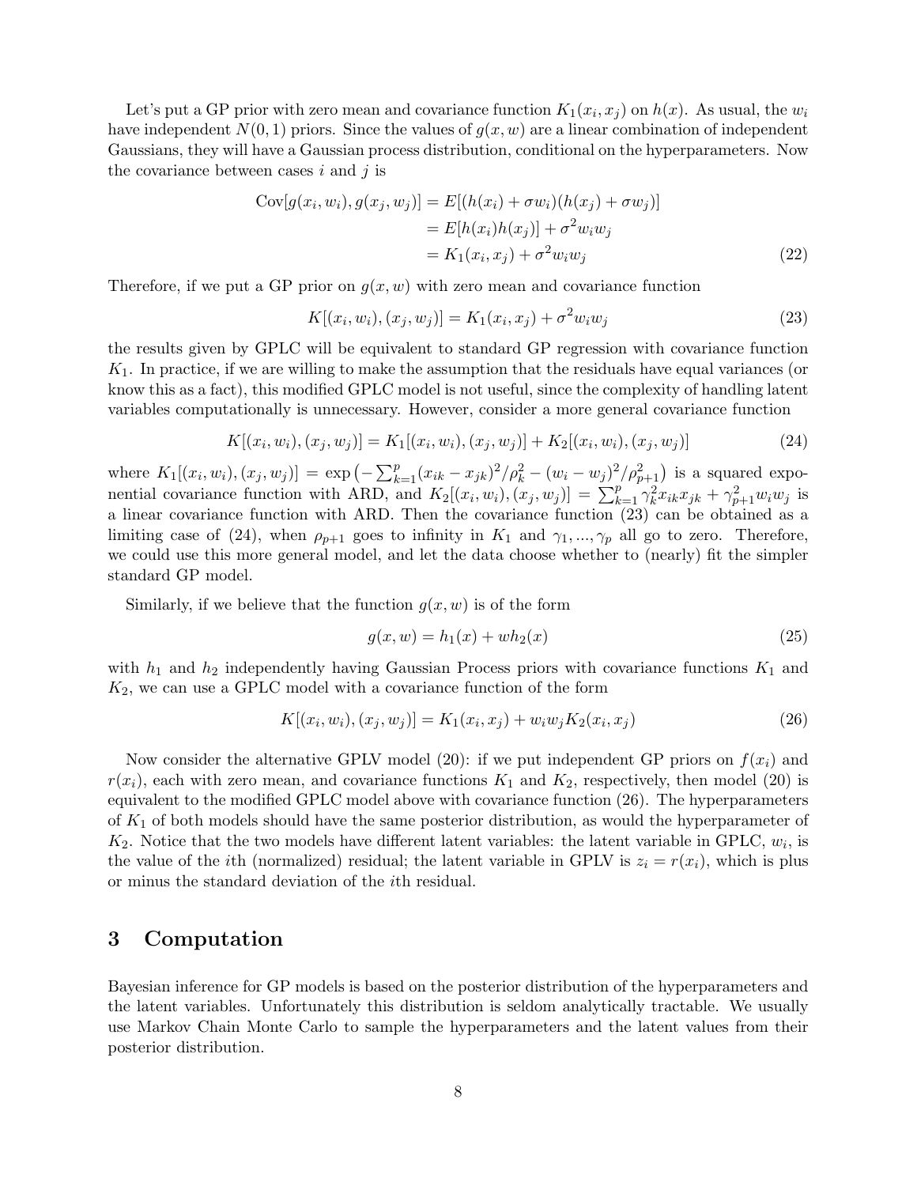Let's put a GP prior with zero mean and covariance function $K_1(x_i, x_j)$ on $h(x)$. As usual, the $w_i$ have independent $N(0, 1)$ priors. Since the values of $g(x, w)$ are a linear combination of independent Gaussians, they will have a Gaussian process distribution, conditional on the hyperparameters. Now the covariance between cases $i$ and $j$ is

$$
\begin{aligned}
\mathrm{Cov}[g(x_i, w_i), g(x_j, w_j)] &= E[(h(x_i) + \sigma w_i)(h(x_j) + \sigma w_j)] \\
&= E[h(x_i)h(x_j)] + \sigma^2 w_i w_j \\
&= K_1(x_i, x_j) + \sigma^2 w_i w_j
\end{aligned} \tag{22}
$$

Therefore, if we put a GP prior on $g(x, w)$ with zero mean and covariance function

$$
K[(x_i, w_i), (x_j, w_j)] = K_1(x_i, x_j) + \sigma^2 w_i w_j \tag{23}
$$

the results given by GPLC will be equivalent to standard GP regression with covariance function $K_1$. In practice, if we are willing to make the assumption that the residuals have equal variances (or know this as a fact), this modified GPLC model is not useful, since the complexity of handling latent variables computationally is unnecessary. However, consider a more general covariance function

$$
K[(x_i, w_i), (x_j, w_j)] = K_1[(x_i, w_i), (x_j, w_j)] + K_2[(x_i, w_i), (x_j, w_j)] \tag{24}
$$

where $K_1[(x_i, w_i), (x_j, w_j)] = \exp\left(-\sum_{k=1}^{p}(x_{ik} - x_{jk})^2/\rho_k^2 - (w_i - w_j)^2/\rho_{p+1}^2\right)$ is a squared exponential covariance function with ARD, and $K_2[(x_i, w_i), (x_j, w_j)] = \sum_{k=1}^{p}\gamma_k^2 x_{ik}x_{jk} + \gamma_{p+1}^2 w_i w_j$ is a linear covariance function with ARD. Then the covariance function (23) can be obtained as a limiting case of (24), when $\rho_{p+1}$ goes to infinity in $K_1$ and $\gamma_1, ..., \gamma_p$ all go to zero. Therefore, we could use this more general model, and let the data choose whether to (nearly) fit the simpler standard GP model.

Similarly, if we believe that the function $g(x, w)$ is of the form

$$
g(x, w) = h_1(x) + w h_2(x) \tag{25}
$$

with $h_1$ and $h_2$ independently having Gaussian Process priors with covariance functions $K_1$ and $K_2$, we can use a GPLC model with a covariance function of the form

$$
K[(x_i, w_i), (x_j, w_j)] = K_1(x_i, x_j) + w_i w_j K_2(x_i, x_j) \tag{26}
$$

Now consider the alternative GPLV model (20): if we put independent GP priors on $f(x_i)$ and $r(x_i)$, each with zero mean, and covariance functions $K_1$ and $K_2$, respectively, then model (20) is equivalent to the modified GPLC model above with covariance function (26). The hyperparameters of $K_1$ of both models should have the same posterior distribution, as would the hyperparameter of $K_2$. Notice that the two models have different latent variables: the latent variable in GPLC, $w_i$, is the value of the $i$th (normalized) residual; the latent variable in GPLV is $z_i = r(x_i)$, which is plus or minus the standard deviation of the $i$th residual.

## 3 Computation

Bayesian inference for GP models is based on the posterior distribution of the hyperparameters and the latent variables. Unfortunately this distribution is seldom analytically tractable. We usually use Markov Chain Monte Carlo to sample the hyperparameters and the latent values from their posterior distribution.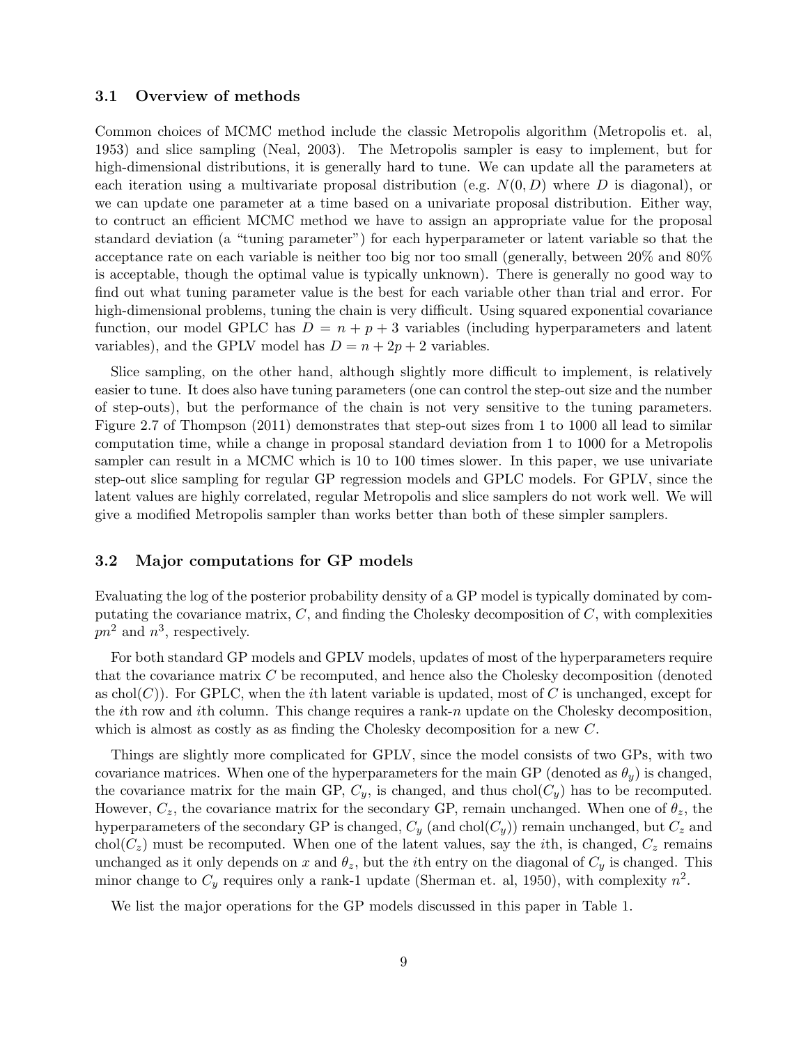### 3.1 Overview of methods

Common choices of MCMC method include the classic Metropolis algorithm (Metropolis et. al, 1953) and slice sampling (Neal, 2003). The Metropolis sampler is easy to implement, but for high-dimensional distributions, it is generally hard to tune. We can update all the parameters at each iteration using a multivariate proposal distribution (e.g. $N(0, D)$ where $D$ is diagonal), or we can update one parameter at a time based on a univariate proposal distribution. Either way, to contruct an efficient MCMC method we have to assign an appropriate value for the proposal standard deviation (a "tuning parameter") for each hyperparameter or latent variable so that the acceptance rate on each variable is neither too big nor too small (generally, between 20% and 80% is acceptable, though the optimal value is typically unknown). There is generally no good way to find out what tuning parameter value is the best for each variable other than trial and error. For high-dimensional problems, tuning the chain is very difficult. Using squared exponential covariance function, our model GPLC has $D = n + p + 3$ variables (including hyperparameters and latent variables), and the GPLV model has $D = n + 2p + 2$ variables.

Slice sampling, on the other hand, although slightly more difficult to implement, is relatively easier to tune. It does also have tuning parameters (one can control the step-out size and the number of step-outs), but the performance of the chain is not very sensitive to the tuning parameters. Figure 2.7 of Thompson (2011) demonstrates that step-out sizes from 1 to 1000 all lead to similar computation time, while a change in proposal standard deviation from 1 to 1000 for a Metropolis sampler can result in a MCMC which is 10 to 100 times slower. In this paper, we use univariate step-out slice sampling for regular GP regression models and GPLC models. For GPLV, since the latent values are highly correlated, regular Metropolis and slice samplers do not work well. We will give a modified Metropolis sampler than works better than both of these simpler samplers.

### 3.2 Major computations for GP models

Evaluating the log of the posterior probability density of a GP model is typically dominated by computating the covariance matrix, $C$, and finding the Cholesky decomposition of $C$, with complexities $pn^2$ and $n^3$, respectively.

For both standard GP models and GPLV models, updates of most of the hyperparameters require that the covariance matrix $C$ be recomputed, and hence also the Cholesky decomposition (denoted as $\text{chol}(C)$). For GPLC, when the $i$th latent variable is updated, most of $C$ is unchanged, except for the $i$th row and $i$th column. This change requires a rank-$n$ update on the Cholesky decomposition, which is almost as costly as as finding the Cholesky decomposition for a new $C$.

Things are slightly more complicated for GPLV, since the model consists of two GPs, with two covariance matrices. When one of the hyperparameters for the main GP (denoted as $\theta_y$) is changed, the covariance matrix for the main GP, $C_y$, is changed, and thus $\text{chol}(C_y)$ has to be recomputed. However, $C_z$, the covariance matrix for the secondary GP, remain unchanged. When one of $\theta_z$, the hyperparameters of the secondary GP is changed, $C_y$ (and $\text{chol}(C_y)$) remain unchanged, but $C_z$ and $\text{chol}(C_z)$ must be recomputed. When one of the latent values, say the $i$th, is changed, $C_z$ remains unchanged as it only depends on $x$ and $\theta_z$, but the $i$th entry on the diagonal of $C_y$ is changed. This minor change to $C_y$ requires only a rank-1 update (Sherman et. al, 1950), with complexity $n^2$.

We list the major operations for the GP models discussed in this paper in Table 1.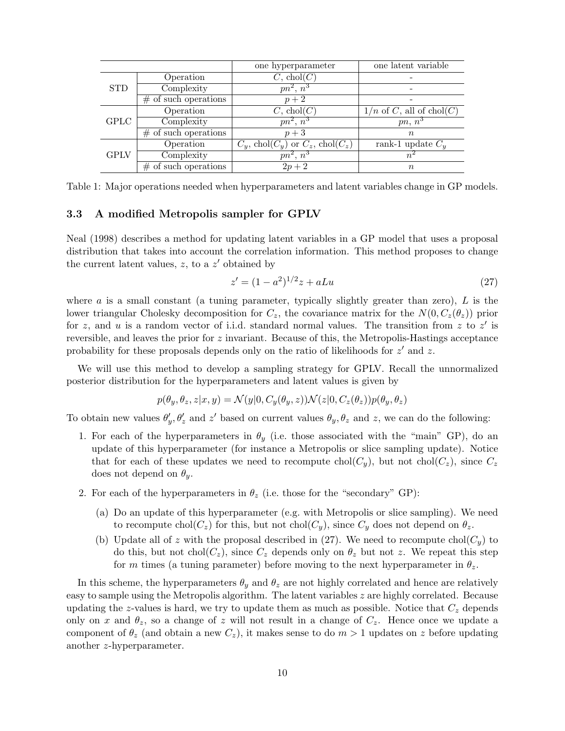| | | one hyperparameter | one latent variable |
|---|---|---|---|
| STD | Operation | $C$, chol($C$) | - |
| | Complexity | $pn^2$, $n^3$ | - |
| | # of such operations | $p+2$ | - |
| GPLC | Operation | $C$, chol($C$) | $1/n$ of $C$, all of chol($C$) |
| | Complexity | $pn^2$, $n^3$ | $pn$, $n^3$ |
| | # of such operations | $p+3$ | $n$ |
| GPLV | Operation | $C_y$, chol($C_y$) or $C_z$, chol($C_z$) | rank-1 update $C_y$ |
| | Complexity | $pn^2$, $n^3$ | $n^2$ |
| | # of such operations | $2p+2$ | $n$ |

Table 1: Major operations needed when hyperparameters and latent variables change in GP models.

### 3.3 A modified Metropolis sampler for GPLV

Neal (1998) describes a method for updating latent variables in a GP model that uses a proposal distribution that takes into account the correlation information. This method proposes to change the current latent values, $z$, to a $z'$ obtained by

$$z' = (1-a^2)^{1/2}z + aLu \tag{27}$$

where $a$ is a small constant (a tuning parameter, typically slightly greater than zero), $L$ is the lower triangular Cholesky decomposition for $C_z$, the covariance matrix for the $N(0, C_z(\theta_z))$ prior for $z$, and $u$ is a random vector of i.i.d. standard normal values. The transition from $z$ to $z'$ is reversible, and leaves the prior for $z$ invariant. Because of this, the Metropolis-Hastings acceptance probability for these proposals depends only on the ratio of likelihoods for $z'$ and $z$.

We will use this method to develop a sampling strategy for GPLV. Recall the unnormalized posterior distribution for the hyperparameters and latent values is given by

$$p(\theta_y, \theta_z, z|x, y) = \mathcal{N}(y|0, C_y(\theta_y, z))\mathcal{N}(z|0, C_z(\theta_z))p(\theta_y, \theta_z)$$

To obtain new values $\theta'_y, \theta'_z$ and $z'$ based on current values $\theta_y, \theta_z$ and $z$, we can do the following:

1. For each of the hyperparameters in $\theta_y$ (i.e. those associated with the "main" GP), do an update of this hyperparameter (for instance a Metropolis or slice sampling update). Notice that for each of these updates we need to recompute chol($C_y$), but not chol($C_z$), since $C_z$ does not depend on $\theta_y$.
2. For each of the hyperparameters in $\theta_z$ (i.e. those for the "secondary" GP):
   (a) Do an update of this hyperparameter (e.g. with Metropolis or slice sampling). We need to recompute chol($C_z$) for this, but not chol($C_y$), since $C_y$ does not depend on $\theta_z$.
   (b) Update all of $z$ with the proposal described in (27). We need to recompute chol($C_y$) to do this, but not chol($C_z$), since $C_z$ depends only on $\theta_z$ but not $z$. We repeat this step for $m$ times (a tuning parameter) before moving to the next hyperparameter in $\theta_z$.

In this scheme, the hyperparameters $\theta_y$ and $\theta_z$ are not highly correlated and hence are relatively easy to sample using the Metropolis algorithm. The latent variables $z$ are highly correlated. Because updating the $z$-values is hard, we try to update them as much as possible. Notice that $C_z$ depends only on $x$ and $\theta_z$, so a change of $z$ will not result in a change of $C_z$. Hence once we update a component of $\theta_z$ (and obtain a new $C_z$), it makes sense to do $m > 1$ updates on $z$ before updating another $z$-hyperparameter.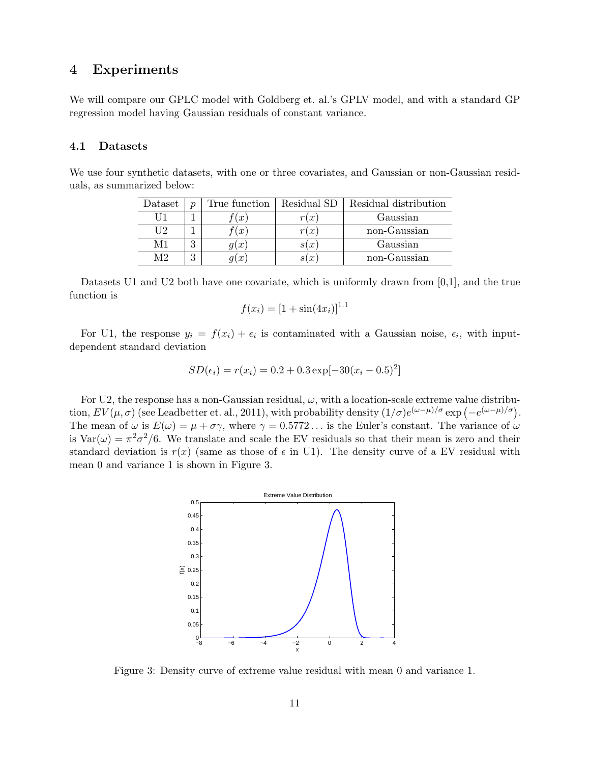## 4 Experiments

We will compare our GPLC model with Goldberg et. al.'s GPLV model, and with a standard GP regression model having Gaussian residuals of constant variance.

### 4.1 Datasets

We use four synthetic datasets, with one or three covariates, and Gaussian or non-Gaussian residuals, as summarized below:

| Dataset | $p$ | True function | Residual SD | Residual distribution |
|---|---|---|---|---|
| U1 | 1 | $f(x)$ | $r(x)$ | Gaussian |
| U2 | 1 | $f(x)$ | $r(x)$ | non-Gaussian |
| M1 | 3 | $g(x)$ | $s(x)$ | Gaussian |
| M2 | 3 | $g(x)$ | $s(x)$ | non-Gaussian |

Datasets U1 and U2 both have one covariate, which is uniformly drawn from [0,1], and the true function is

$$f(x_i) = [1 + \sin(4x_i)]^{1.1}$$

For U1, the response $y_i = f(x_i) + \epsilon_i$ is contaminated with a Gaussian noise, $\epsilon_i$, with input-dependent standard deviation

$$SD(\epsilon_i) = r(x_i) = 0.2 + 0.3 \exp[-30(x_i - 0.5)^2]$$

For U2, the response has a non-Gaussian residual, $\omega$, with a location-scale extreme value distribution, $EV(\mu, \sigma)$ (see Leadbetter et. al., 2011), with probability density $(1/\sigma)e^{(\omega-\mu)/\sigma} \exp\left(-e^{(\omega-\mu)/\sigma}\right)$. The mean of $\omega$ is $E(\omega) = \mu + \sigma\gamma$, where $\gamma = 0.5772\ldots$ is the Euler's constant. The variance of $\omega$ is $\text{Var}(\omega) = \pi^2\sigma^2/6$. We translate and scale the EV residuals so that their mean is zero and their standard deviation is $r(x)$ (same as those of $\epsilon$ in U1). The density curve of a EV residual with mean 0 and variance 1 is shown in Figure 3.

Figure 3: Density curve of extreme value residual with mean 0 and variance 1.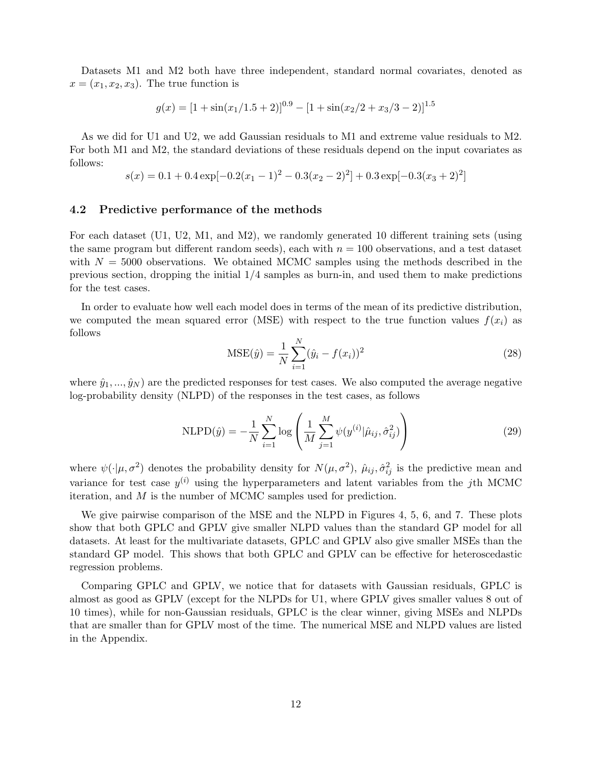Datasets M1 and M2 both have three independent, standard normal covariates, denoted as $x = (x_1, x_2, x_3)$. The true function is

$$g(x) = [1 + \sin(x_1/1.5 + 2)]^{0.9} - [1 + \sin(x_2/2 + x_3/3 - 2)]^{1.5}$$

As we did for U1 and U2, we add Gaussian residuals to M1 and extreme value residuals to M2. For both M1 and M2, the standard deviations of these residuals depend on the input covariates as follows:

$$s(x) = 0.1 + 0.4 \exp[-0.2(x_1 - 1)^2 - 0.3(x_2 - 2)^2] + 0.3 \exp[-0.3(x_3 + 2)^2]$$

### 4.2 Predictive performance of the methods

For each dataset (U1, U2, M1, and M2), we randomly generated 10 different training sets (using the same program but different random seeds), each with $n = 100$ observations, and a test dataset with $N = 5000$ observations. We obtained MCMC samples using the methods described in the previous section, dropping the initial 1/4 samples as burn-in, and used them to make predictions for the test cases.

In order to evaluate how well each model does in terms of the mean of its predictive distribution, we computed the mean squared error (MSE) with respect to the true function values $f(x_i)$ as follows

$$\text{MSE}(\hat{y}) = \frac{1}{N} \sum_{i=1}^{N} (\hat{y}_i - f(x_i))^2 \tag{28}$$

where $\hat{y}_1, ..., \hat{y}_N)$ are the predicted responses for test cases. We also computed the average negative log-probability density (NLPD) of the responses in the test cases, as follows

$$\text{NLPD}(\hat{y}) = -\frac{1}{N} \sum_{i=1}^{N} \log \left( \frac{1}{M} \sum_{j=1}^{M} \psi(y^{(i)} | \hat{\mu}_{ij}, \hat{\sigma}_{ij}^2) \right) \tag{29}$$

where $\psi(\cdot|\mu, \sigma^2)$ denotes the probability density for $N(\mu, \sigma^2)$, $\hat{\mu}_{ij}, \hat{\sigma}_{ij}^2$ is the predictive mean and variance for test case $y^{(i)}$ using the hyperparameters and latent variables from the $j$th MCMC iteration, and $M$ is the number of MCMC samples used for prediction.

We give pairwise comparison of the MSE and the NLPD in Figures 4, 5, 6, and 7. These plots show that both GPLC and GPLV give smaller NLPD values than the standard GP model for all datasets. At least for the multivariate datasets, GPLC and GPLV also give smaller MSEs than the standard GP model. This shows that both GPLC and GPLV can be effective for heteroscedastic regression problems.

Comparing GPLC and GPLV, we notice that for datasets with Gaussian residuals, GPLC is almost as good as GPLV (except for the NLPDs for U1, where GPLV gives smaller values 8 out of 10 times), while for non-Gaussian residuals, GPLC is the clear winner, giving MSEs and NLPDs that are smaller than for GPLV most of the time. The numerical MSE and NLPD values are listed in the Appendix.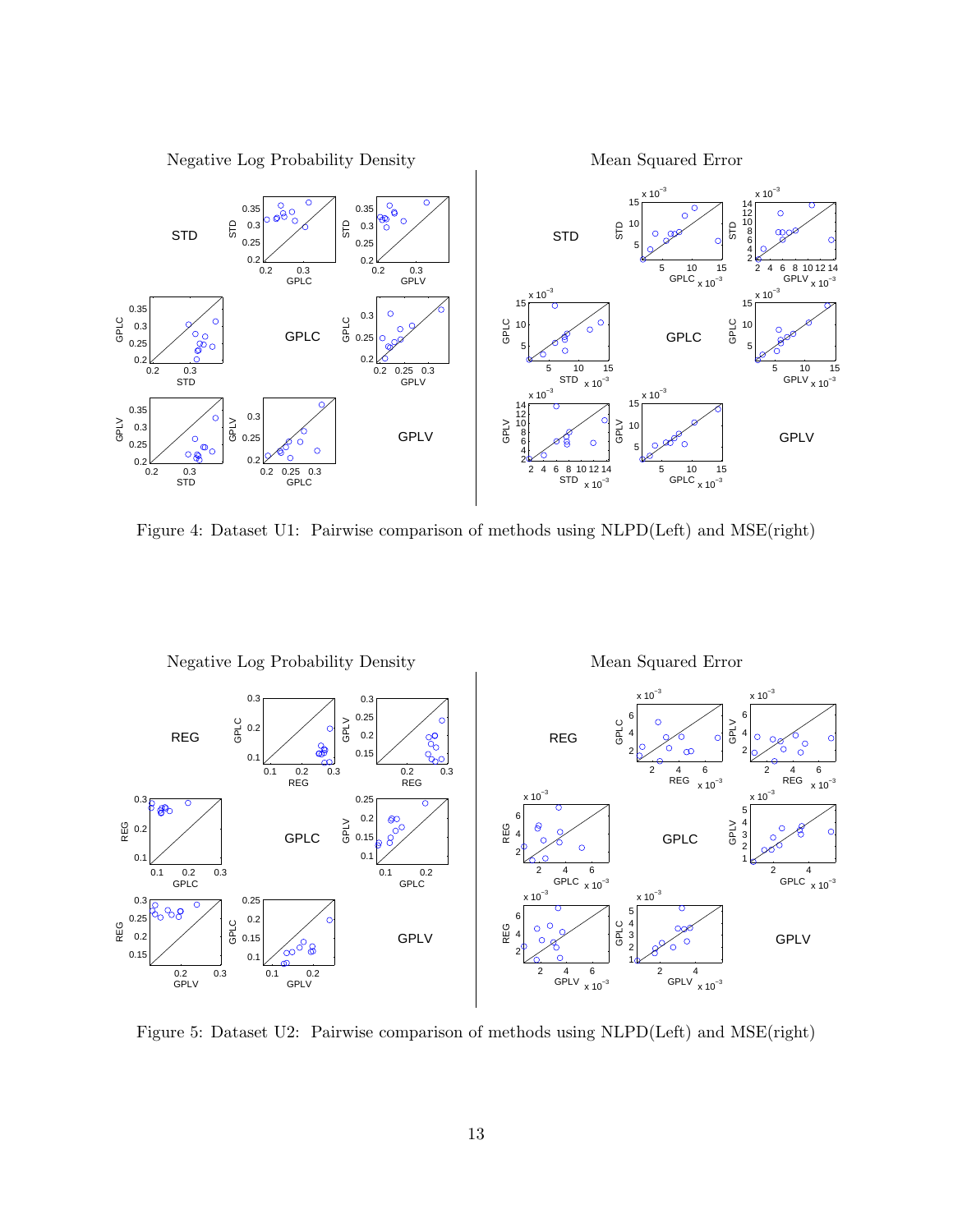Figure 4: Dataset U1: Pairwise comparison of methods using NLPD(Left) and MSE(right)

Figure 5: Dataset U2: Pairwise comparison of methods using NLPD(Left) and MSE(right)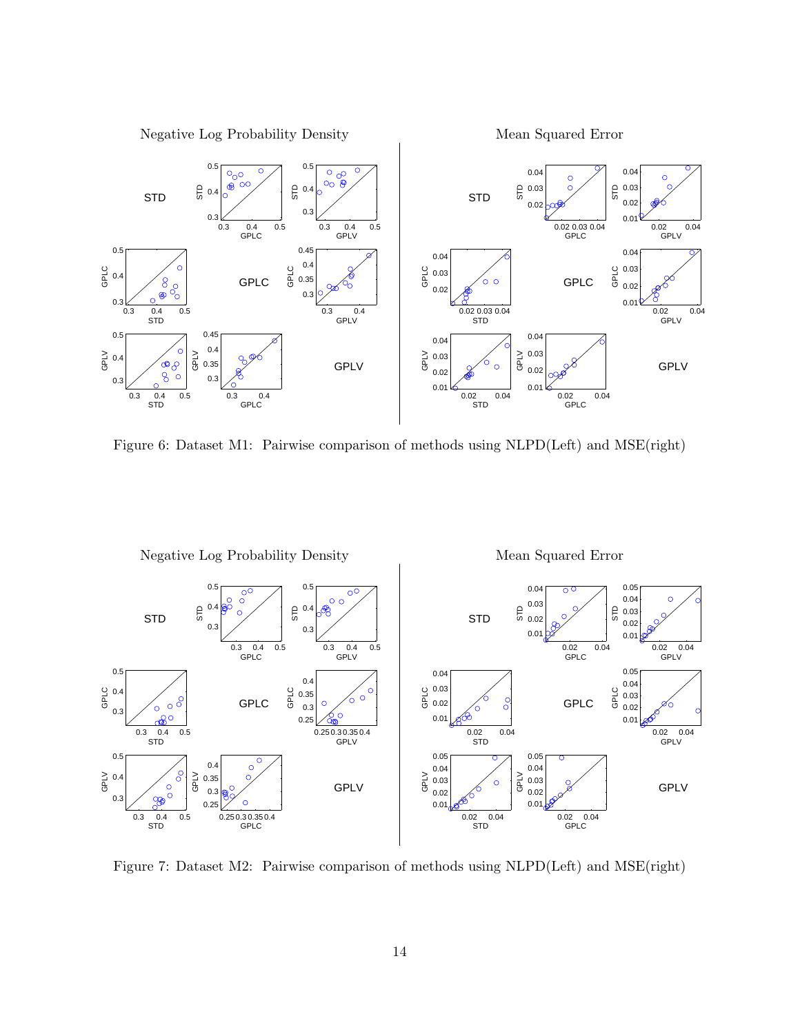Figure 6: Dataset M1: Pairwise comparison of methods using NLPD(Left) and MSE(right)

Figure 7: Dataset M2: Pairwise comparison of methods using NLPD(Left) and MSE(right)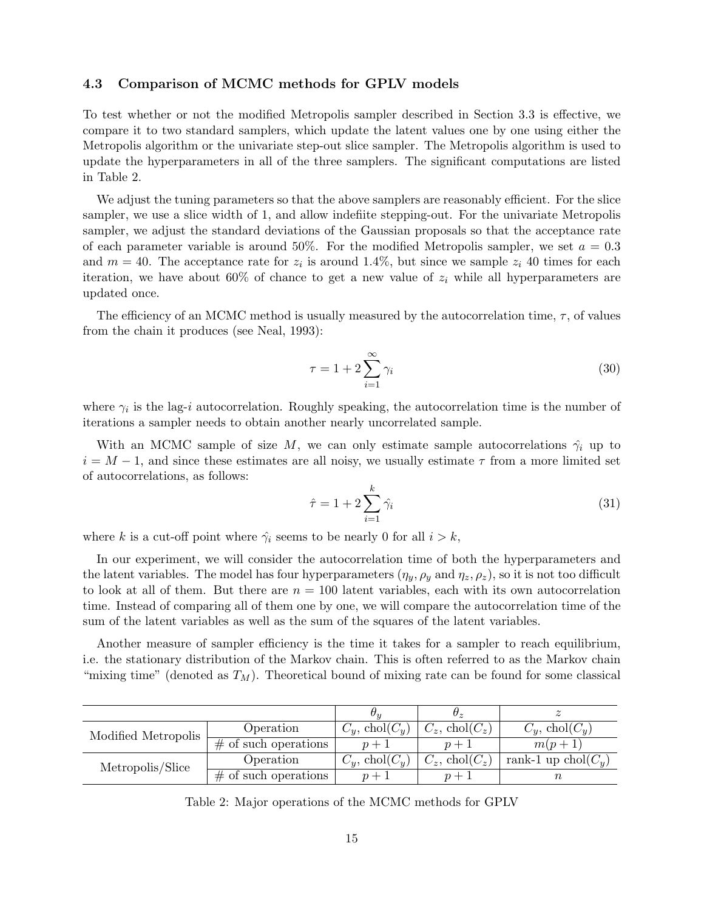### 4.3 Comparison of MCMC methods for GPLV models

To test whether or not the modified Metropolis sampler described in Section 3.3 is effective, we compare it to two standard samplers, which update the latent values one by one using either the Metropolis algorithm or the univariate step-out slice sampler. The Metropolis algorithm is used to update the hyperparameters in all of the three samplers. The significant computations are listed in Table 2.

We adjust the tuning parameters so that the above samplers are reasonably efficient. For the slice sampler, we use a slice width of 1, and allow indefiite stepping-out. For the univariate Metropolis sampler, we adjust the standard deviations of the Gaussian proposals so that the acceptance rate of each parameter variable is around 50%. For the modified Metropolis sampler, we set $a = 0.3$ and $m = 40$. The acceptance rate for $z_i$ is around 1.4%, but since we sample $z_i$ 40 times for each iteration, we have about 60% of chance to get a new value of $z_i$ while all hyperparameters are updated once.

The efficiency of an MCMC method is usually measured by the autocorrelation time, $\tau$, of values from the chain it produces (see Neal, 1993):

$$\tau = 1 + 2\sum_{i=1}^{\infty} \gamma_i \tag{30}$$

where $\gamma_i$ is the lag-$i$ autocorrelation. Roughly speaking, the autocorrelation time is the number of iterations a sampler needs to obtain another nearly uncorrelated sample.

With an MCMC sample of size $M$, we can only estimate sample autocorrelations $\hat{\gamma}_i$ up to $i = M - 1$, and since these estimates are all noisy, we usually estimate $\tau$ from a more limited set of autocorrelations, as follows:

$$\hat{\tau} = 1 + 2\sum_{i=1}^{k} \hat{\gamma}_i \tag{31}$$

where $k$ is a cut-off point where $\hat{\gamma}_i$ seems to be nearly 0 for all $i > k$,

In our experiment, we will consider the autocorrelation time of both the hyperparameters and the latent variables. The model has four hyperparameters ($\eta_y, \rho_y$ and $\eta_z, \rho_z$), so it is not too difficult to look at all of them. But there are $n = 100$ latent variables, each with its own autocorrelation time. Instead of comparing all of them one by one, we will compare the autocorrelation time of the sum of the latent variables as well as the sum of the squares of the latent variables.

Another measure of sampler efficiency is the time it takes for a sampler to reach equilibrium, i.e. the stationary distribution of the Markov chain. This is often referred to as the Markov chain "mixing time" (denoted as $T_M$). Theoretical bound of mixing rate can be found for some classical

| | | $\theta_y$ | $\theta_z$ | $z$ |
|---|---|---|---|---|
| Modified Metropolis | Operation | $C_y$, chol($C_y$) | $C_z$, chol($C_z$) | $C_y$, chol($C_y$) |
| | # of such operations | $p+1$ | $p+1$ | $m(p+1)$ |
| Metropolis/Slice | Operation | $C_y$, chol($C_y$) | $C_z$, chol($C_z$) | rank-1 up chol($C_y$) |
| | # of such operations | $p+1$ | $p+1$ | $n$ |

Table 2: Major operations of the MCMC methods for GPLV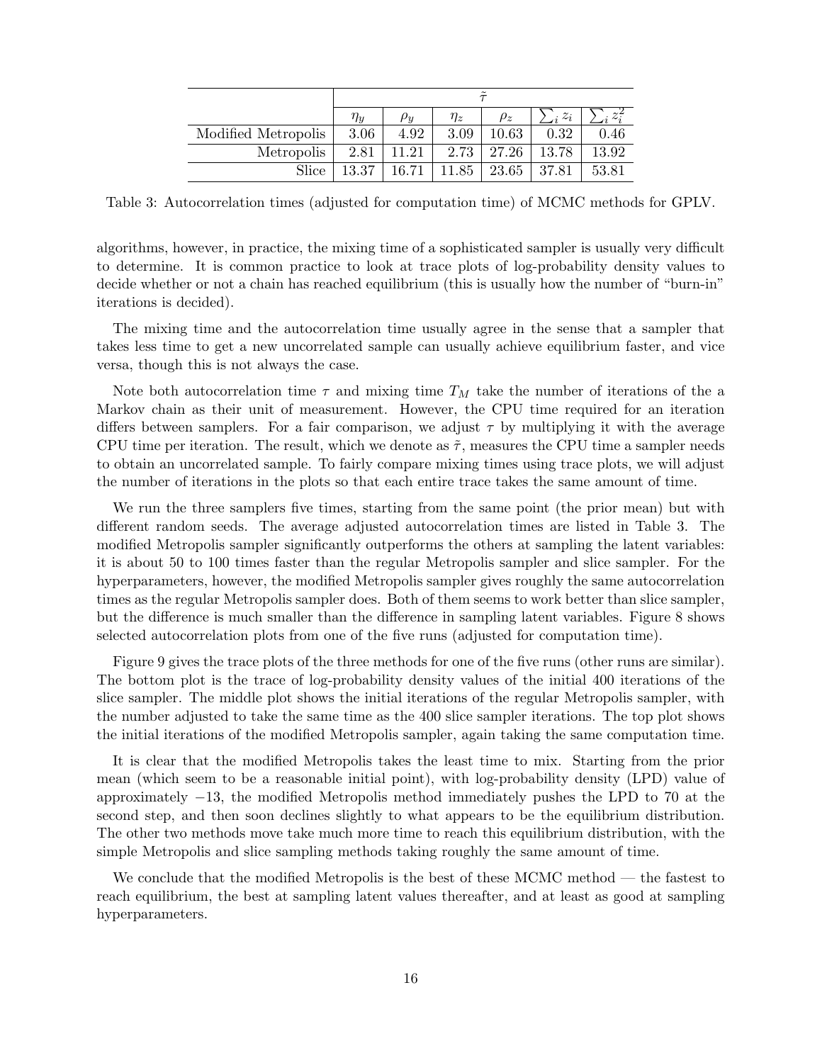| | $\tilde{\tau}$ | | | | | |
|---|---|---|---|---|---|---|
| | $\eta_y$ | $\rho_y$ | $\eta_z$ | $\rho_z$ | $\sum_i z_i$ | $\sum_i z_i^2$ |
| Modified Metropolis | 3.06 | 4.92 | 3.09 | 10.63 | 0.32 | 0.46 |
| Metropolis | 2.81 | 11.21 | 2.73 | 27.26 | 13.78 | 13.92 |
| Slice | 13.37 | 16.71 | 11.85 | 23.65 | 37.81 | 53.81 |

Table 3: Autocorrelation times (adjusted for computation time) of MCMC methods for GPLV.

algorithms, however, in practice, the mixing time of a sophisticated sampler is usually very difficult to determine. It is common practice to look at trace plots of log-probability density values to decide whether or not a chain has reached equilibrium (this is usually how the number of "burn-in" iterations is decided).

The mixing time and the autocorrelation time usually agree in the sense that a sampler that takes less time to get a new uncorrelated sample can usually achieve equilibrium faster, and vice versa, though this is not always the case.

Note both autocorrelation time $\tau$ and mixing time $T_M$ take the number of iterations of the a Markov chain as their unit of measurement. However, the CPU time required for an iteration differs between samplers. For a fair comparison, we adjust $\tau$ by multiplying it with the average CPU time per iteration. The result, which we denote as $\tilde{\tau}$, measures the CPU time a sampler needs to obtain an uncorrelated sample. To fairly compare mixing times using trace plots, we will adjust the number of iterations in the plots so that each entire trace takes the same amount of time.

We run the three samplers five times, starting from the same point (the prior mean) but with different random seeds. The average adjusted autocorrelation times are listed in Table 3. The modified Metropolis sampler significantly outperforms the others at sampling the latent variables: it is about 50 to 100 times faster than the regular Metropolis sampler and slice sampler. For the hyperparameters, however, the modified Metropolis sampler gives roughly the same autocorrelation times as the regular Metropolis sampler does. Both of them seems to work better than slice sampler, but the difference is much smaller than the difference in sampling latent variables. Figure 8 shows selected autocorrelation plots from one of the five runs (adjusted for computation time).

Figure 9 gives the trace plots of the three methods for one of the five runs (other runs are similar). The bottom plot is the trace of log-probability density values of the initial 400 iterations of the slice sampler. The middle plot shows the initial iterations of the regular Metropolis sampler, with the number adjusted to take the same time as the 400 slice sampler iterations. The top plot shows the initial iterations of the modified Metropolis sampler, again taking the same computation time.

It is clear that the modified Metropolis takes the least time to mix. Starting from the prior mean (which seem to be a reasonable initial point), with log-probability density (LPD) value of approximately $-13$, the modified Metropolis method immediately pushes the LPD to 70 at the second step, and then soon declines slightly to what appears to be the equilibrium distribution. The other two methods move take much more time to reach this equilibrium distribution, with the simple Metropolis and slice sampling methods taking roughly the same amount of time.

We conclude that the modified Metropolis is the best of these MCMC method — the fastest to reach equilibrium, the best at sampling latent values thereafter, and at least as good at sampling hyperparameters.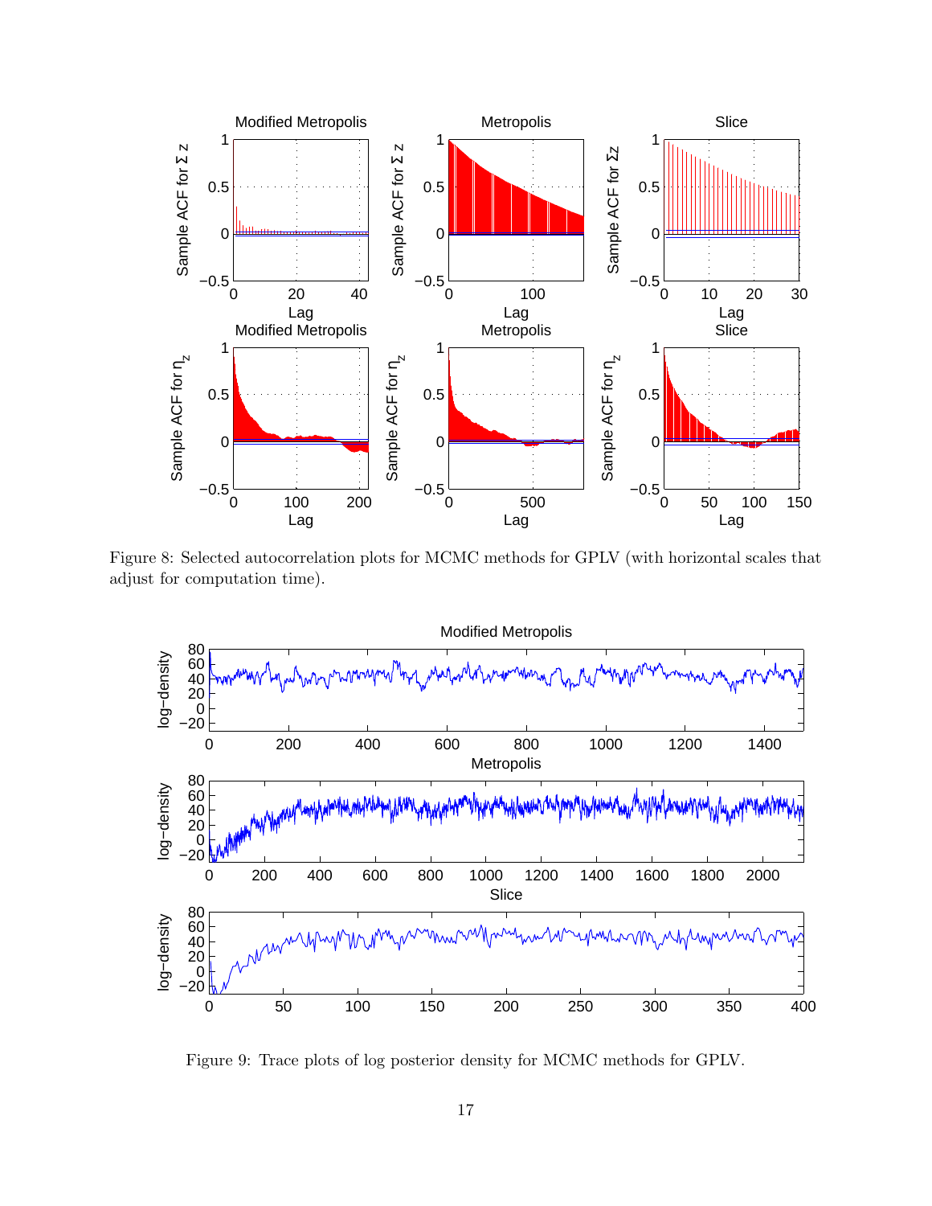Figure 8: Selected autocorrelation plots for MCMC methods for GPLV (with horizontal scales that adjust for computation time).

Figure 9: Trace plots of log posterior density for MCMC methods for GPLV.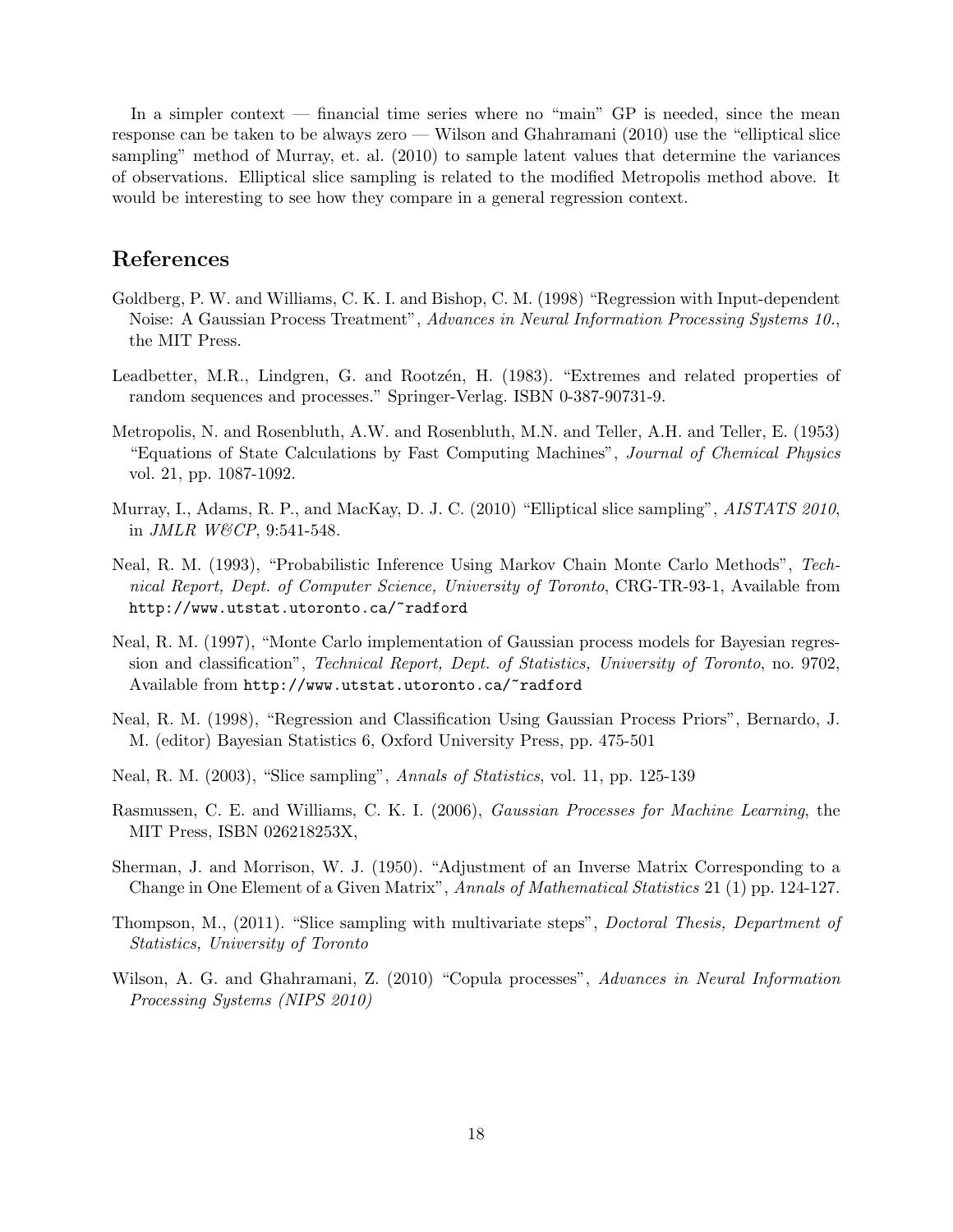In a simpler context — financial time series where no "main" GP is needed, since the mean response can be taken to be always zero — Wilson and Ghahramani (2010) use the "elliptical slice sampling" method of Murray, et. al. (2010) to sample latent values that determine the variances of observations. Elliptical slice sampling is related to the modified Metropolis method above. It would be interesting to see how they compare in a general regression context.

## References

Goldberg, P. W. and Williams, C. K. I. and Bishop, C. M. (1998) "Regression with Input-dependent Noise: A Gaussian Process Treatment", *Advances in Neural Information Processing Systems 10.*, the MIT Press.

Leadbetter, M.R., Lindgren, G. and Rootzén, H. (1983). "Extremes and related properties of random sequences and processes." Springer-Verlag. ISBN 0-387-90731-9.

Metropolis, N. and Rosenbluth, A.W. and Rosenbluth, M.N. and Teller, A.H. and Teller, E. (1953) "Equations of State Calculations by Fast Computing Machines", *Journal of Chemical Physics* vol. 21, pp. 1087-1092.

Murray, I., Adams, R. P., and MacKay, D. J. C. (2010) "Elliptical slice sampling", *AISTATS 2010*, in *JMLR W&CP*, 9:541-548.

Neal, R. M. (1993), "Probabilistic Inference Using Markov Chain Monte Carlo Methods", *Technical Report, Dept. of Computer Science, University of Toronto*, CRG-TR-93-1, Available from `http://www.utstat.utoronto.ca/~radford`

Neal, R. M. (1997), "Monte Carlo implementation of Gaussian process models for Bayesian regression and classification", *Technical Report, Dept. of Statistics, University of Toronto*, no. 9702, Available from `http://www.utstat.utoronto.ca/~radford`

Neal, R. M. (1998), "Regression and Classification Using Gaussian Process Priors", Bernardo, J. M. (editor) Bayesian Statistics 6, Oxford University Press, pp. 475-501

Neal, R. M. (2003), "Slice sampling", *Annals of Statistics*, vol. 11, pp. 125-139

Rasmussen, C. E. and Williams, C. K. I. (2006), *Gaussian Processes for Machine Learning*, the MIT Press, ISBN 026218253X,

Sherman, J. and Morrison, W. J. (1950). "Adjustment of an Inverse Matrix Corresponding to a Change in One Element of a Given Matrix", *Annals of Mathematical Statistics* 21 (1) pp. 124-127.

Thompson, M., (2011). "Slice sampling with multivariate steps", *Doctoral Thesis, Department of Statistics, University of Toronto*

Wilson, A. G. and Ghahramani, Z. (2010) "Copula processes", *Advances in Neural Information Processing Systems (NIPS 2010)*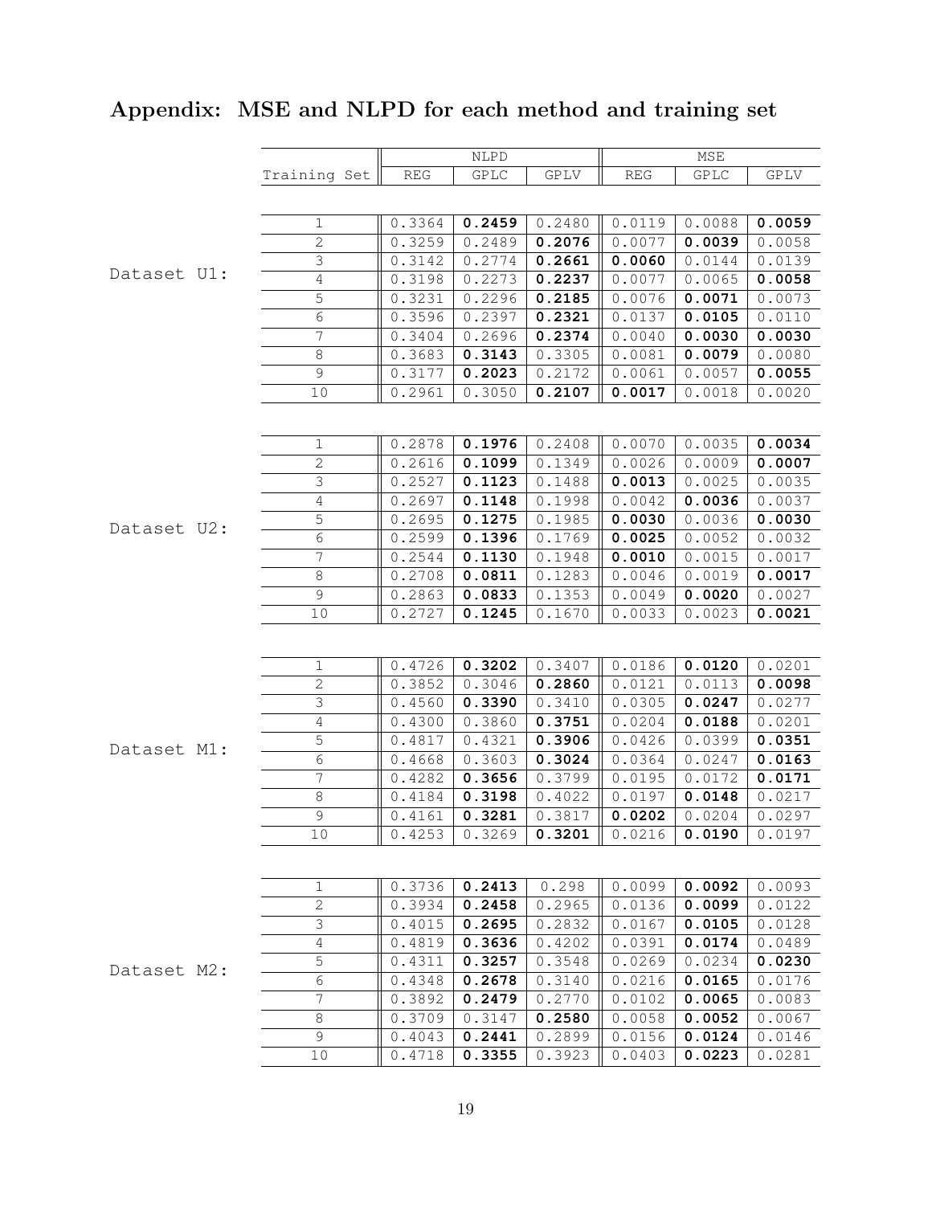## Appendix: MSE and NLPD for each method and training set

| | | NLPD | | | MSE | | |
|---|---|---|---|---|---|---|---|
| | Training Set | REG | GPLC | GPLV | REG | GPLC | GPLV |
| Dataset U1: | 1 | 0.3364 | **0.2459** | 0.2480 | 0.0119 | 0.0088 | **0.0059** |
| | 2 | 0.3259 | 0.2489 | **0.2076** | 0.0077 | **0.0039** | 0.0058 |
| | 3 | 0.3142 | 0.2774 | **0.2661** | **0.0060** | 0.0144 | 0.0139 |
| | 4 | 0.3198 | 0.2273 | **0.2237** | 0.0077 | 0.0065 | **0.0058** |
| | 5 | 0.3231 | 0.2296 | **0.2185** | 0.0076 | **0.0071** | 0.0073 |
| | 6 | 0.3596 | 0.2397 | **0.2321** | 0.0137 | **0.0105** | 0.0110 |
| | 7 | 0.3404 | 0.2696 | **0.2374** | 0.0040 | **0.0030** | **0.0030** |
| | 8 | 0.3683 | **0.3143** | 0.3305 | 0.0081 | **0.0079** | 0.0080 |
| | 9 | 0.3177 | **0.2023** | 0.2172 | 0.0061 | 0.0057 | **0.0055** |
| | 10 | 0.2961 | 0.3050 | **0.2107** | **0.0017** | 0.0018 | 0.0020 |
| Dataset U2: | 1 | 0.2878 | **0.1976** | 0.2408 | 0.0070 | 0.0035 | **0.0034** |
| | 2 | 0.2616 | **0.1099** | 0.1349 | 0.0026 | 0.0009 | **0.0007** |
| | 3 | 0.2527 | **0.1123** | 0.1488 | **0.0013** | 0.0025 | 0.0035 |
| | 4 | 0.2697 | **0.1148** | 0.1998 | 0.0042 | **0.0036** | 0.0037 |
| | 5 | 0.2695 | **0.1275** | 0.1985 | **0.0030** | 0.0036 | **0.0030** |
| | 6 | 0.2599 | **0.1396** | 0.1769 | **0.0025** | 0.0052 | 0.0032 |
| | 7 | 0.2544 | **0.1130** | 0.1948 | **0.0010** | 0.0015 | 0.0017 |
| | 8 | 0.2708 | **0.0811** | 0.1283 | 0.0046 | 0.0019 | **0.0017** |
| | 9 | 0.2863 | **0.0833** | 0.1353 | 0.0049 | **0.0020** | 0.0027 |
| | 10 | 0.2727 | **0.1245** | 0.1670 | 0.0033 | 0.0023 | **0.0021** |
| Dataset M1: | 1 | 0.4726 | **0.3202** | 0.3407 | 0.0186 | **0.0120** | 0.0201 |
| | 2 | 0.3852 | 0.3046 | **0.2860** | 0.0121 | 0.0113 | **0.0098** |
| | 3 | 0.4560 | **0.3390** | 0.3410 | 0.0305 | **0.0247** | 0.0277 |
| | 4 | 0.4300 | 0.3860 | **0.3751** | 0.0204 | **0.0188** | 0.0201 |
| | 5 | 0.4817 | 0.4321 | **0.3906** | 0.0426 | 0.0399 | **0.0351** |
| | 6 | 0.4668 | 0.3603 | **0.3024** | 0.0364 | 0.0247 | **0.0163** |
| | 7 | 0.4282 | **0.3656** | 0.3799 | 0.0195 | 0.0172 | **0.0171** |
| | 8 | 0.4184 | **0.3198** | 0.4022 | 0.0197 | **0.0148** | 0.0217 |
| | 9 | 0.4161 | **0.3281** | 0.3817 | **0.0202** | 0.0204 | 0.0297 |
| | 10 | 0.4253 | 0.3269 | **0.3201** | 0.0216 | **0.0190** | 0.0197 |
| Dataset M2: | 1 | 0.3736 | **0.2413** | 0.298 | 0.0099 | **0.0092** | 0.0093 |
| | 2 | 0.3934 | **0.2458** | 0.2965 | 0.0136 | **0.0099** | 0.0122 |
| | 3 | 0.4015 | **0.2695** | 0.2832 | 0.0167 | **0.0105** | 0.0128 |
| | 4 | 0.4819 | **0.3636** | 0.4202 | 0.0391 | **0.0174** | 0.0489 |
| | 5 | 0.4311 | **0.3257** | 0.3548 | 0.0269 | 0.0234 | **0.0230** |
| | 6 | 0.4348 | **0.2678** | 0.3140 | 0.0216 | **0.0165** | 0.0176 |
| | 7 | 0.3892 | **0.2479** | 0.2770 | 0.0102 | **0.0065** | 0.0083 |
| | 8 | 0.3709 | 0.3147 | **0.2580** | 0.0058 | **0.0052** | 0.0067 |
| | 9 | 0.4043 | **0.2441** | 0.2899 | 0.0156 | **0.0124** | 0.0146 |
| | 10 | 0.4718 | **0.3355** | 0.3923 | 0.0403 | **0.0223** | 0.0281 |